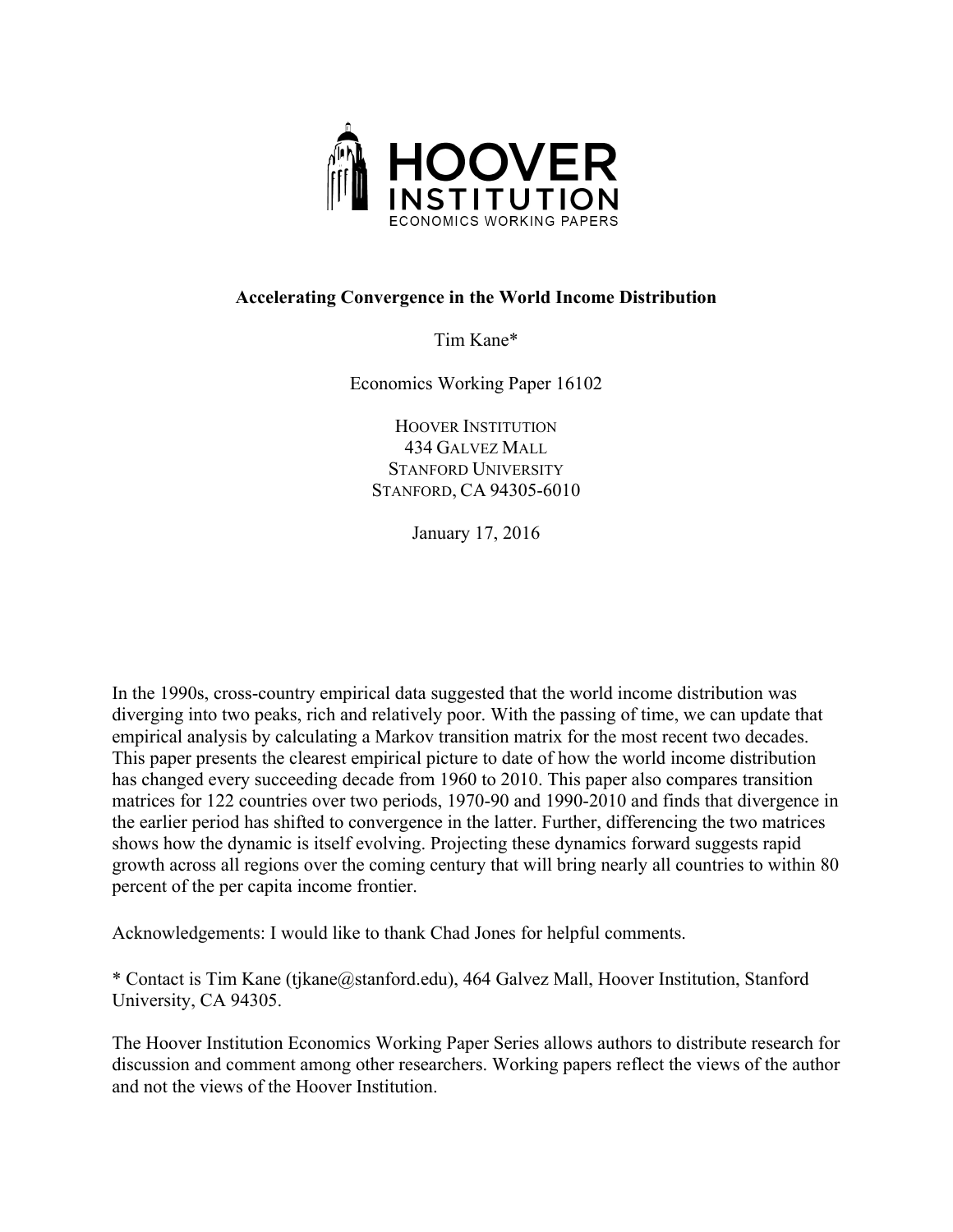HOOVER INSTITUTION

ECONOMICS WORKING PAPERS

# Accelerating Convergence in the World Income Distribution

Tim Kane*

Economics Working Paper 16102

HOOVER INSTITUTION
434 GALVEZ MALL
STANFORD UNIVERSITY
STANFORD, CA 94305-6010

January 17, 2016

In the 1990s, cross-country empirical data suggested that the world income distribution was diverging into two peaks, rich and relatively poor. With the passing of time, we can update that empirical analysis by calculating a Markov transition matrix for the most recent two decades. This paper presents the clearest empirical picture to date of how the world income distribution has changed every succeeding decade from 1960 to 2010. This paper also compares transition matrices for 122 countries over two periods, 1970-90 and 1990-2010 and finds that divergence in the earlier period has shifted to convergence in the latter. Further, differencing the two matrices shows how the dynamic is itself evolving. Projecting these dynamics forward suggests rapid growth across all regions over the coming century that will bring nearly all countries to within 80 percent of the per capita income frontier.

Acknowledgements: I would like to thank Chad Jones for helpful comments.

* Contact is Tim Kane (tjkane@stanford.edu), 464 Galvez Mall, Hoover Institution, Stanford University, CA 94305.

The Hoover Institution Economics Working Paper Series allows authors to distribute research for discussion and comment among other researchers. Working papers reflect the views of the author and not the views of the Hoover Institution.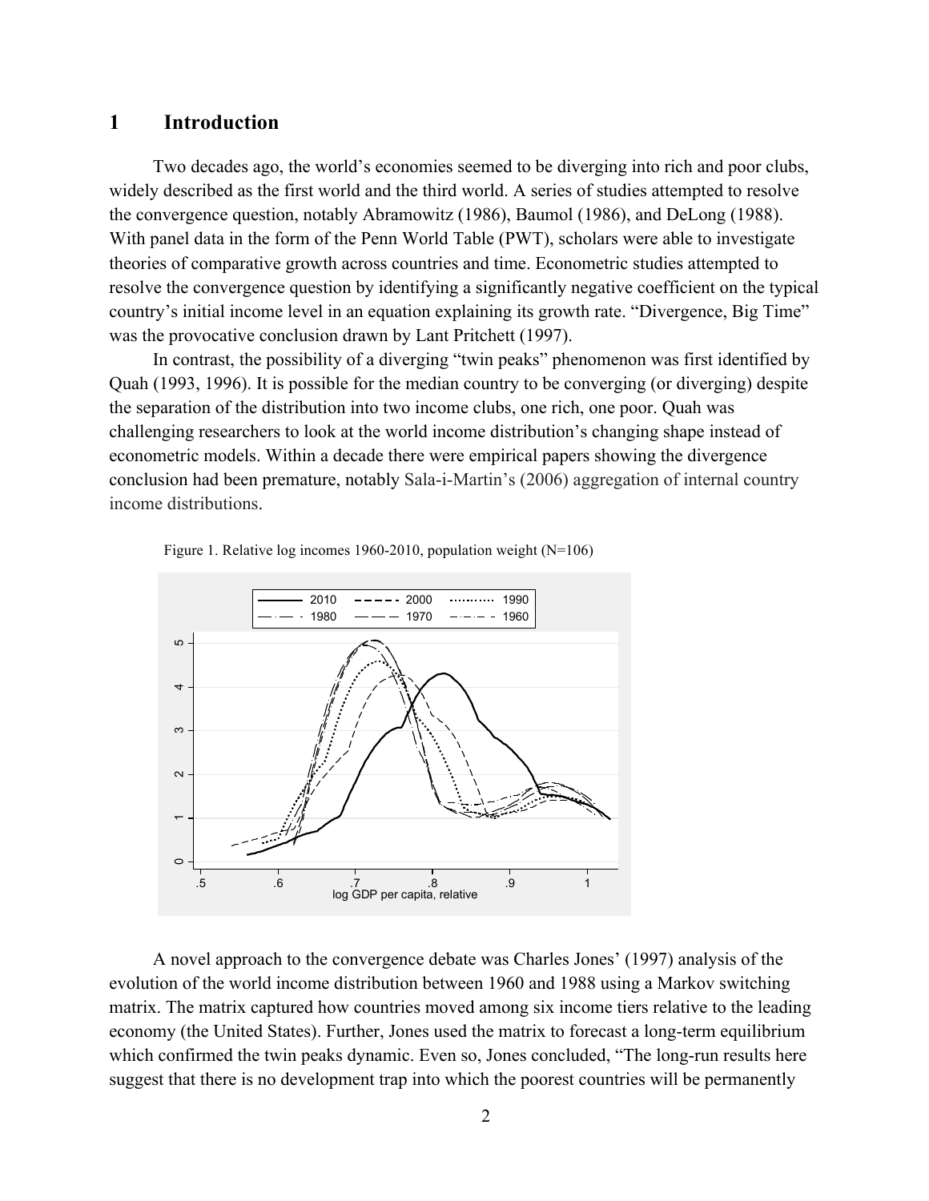# 1 Introduction

Two decades ago, the world's economies seemed to be diverging into rich and poor clubs, widely described as the first world and the third world. A series of studies attempted to resolve the convergence question, notably Abramowitz (1986), Baumol (1986), and DeLong (1988). With panel data in the form of the Penn World Table (PWT), scholars were able to investigate theories of comparative growth across countries and time. Econometric studies attempted to resolve the convergence question by identifying a significantly negative coefficient on the typical country's initial income level in an equation explaining its growth rate. "Divergence, Big Time" was the provocative conclusion drawn by Lant Pritchett (1997).

In contrast, the possibility of a diverging "twin peaks" phenomenon was first identified by Quah (1993, 1996). It is possible for the median country to be converging (or diverging) despite the separation of the distribution into two income clubs, one rich, one poor. Quah was challenging researchers to look at the world income distribution's changing shape instead of econometric models. Within a decade there were empirical papers showing the divergence conclusion had been premature, notably Sala-i-Martin's (2006) aggregation of internal country income distributions.

Figure 1. Relative log incomes 1960-2010, population weight (N=106)

A novel approach to the convergence debate was Charles Jones' (1997) analysis of the evolution of the world income distribution between 1960 and 1988 using a Markov switching matrix. The matrix captured how countries moved among six income tiers relative to the leading economy (the United States). Further, Jones used the matrix to forecast a long-term equilibrium which confirmed the twin peaks dynamic. Even so, Jones concluded, "The long-run results here suggest that there is no development trap into which the poorest countries will be permanently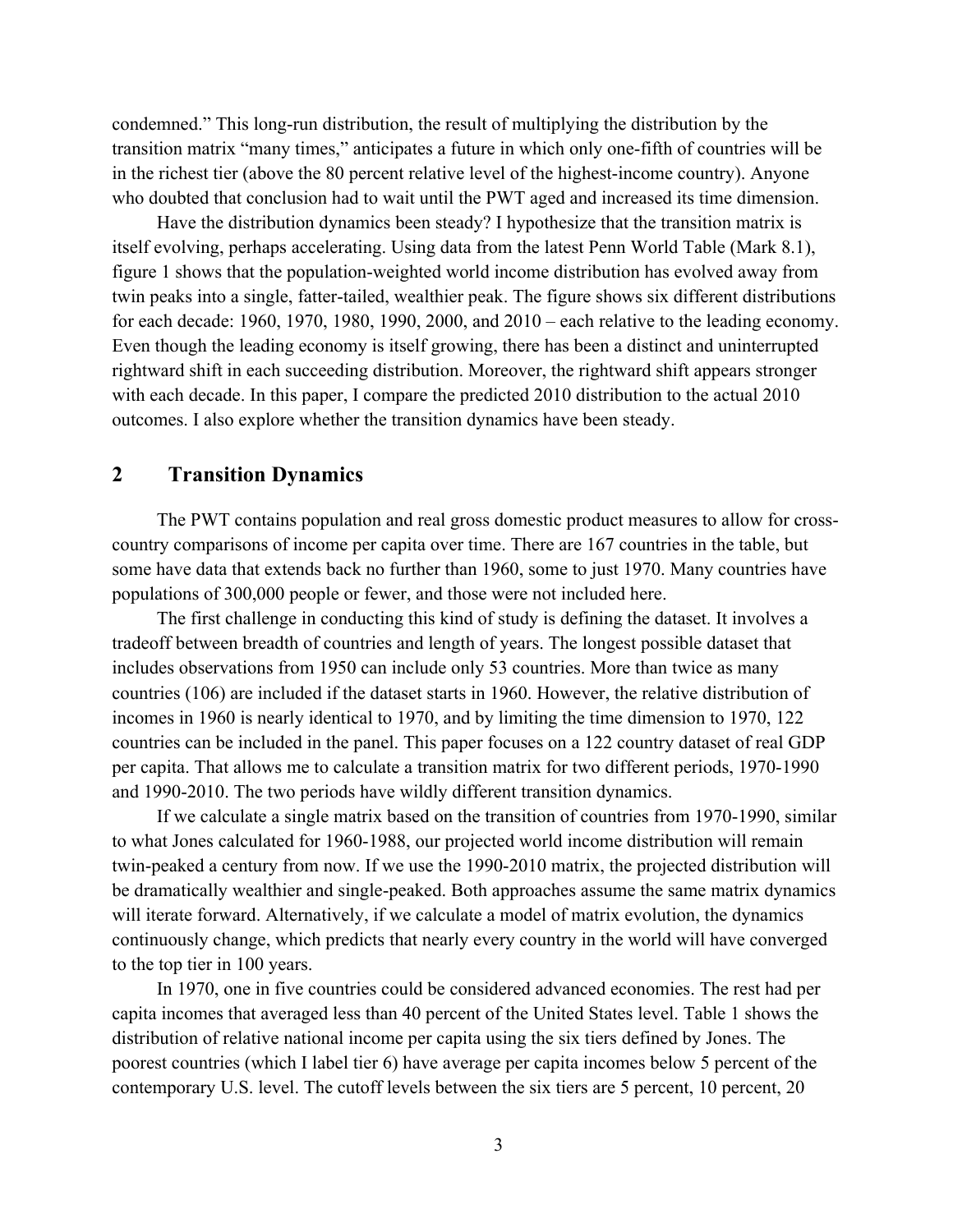condemned." This long-run distribution, the result of multiplying the distribution by the transition matrix "many times," anticipates a future in which only one-fifth of countries will be in the richest tier (above the 80 percent relative level of the highest-income country). Anyone who doubted that conclusion had to wait until the PWT aged and increased its time dimension.

Have the distribution dynamics been steady? I hypothesize that the transition matrix is itself evolving, perhaps accelerating. Using data from the latest Penn World Table (Mark 8.1), figure 1 shows that the population-weighted world income distribution has evolved away from twin peaks into a single, fatter-tailed, wealthier peak. The figure shows six different distributions for each decade: 1960, 1970, 1980, 1990, 2000, and 2010 – each relative to the leading economy. Even though the leading economy is itself growing, there has been a distinct and uninterrupted rightward shift in each succeeding distribution. Moreover, the rightward shift appears stronger with each decade. In this paper, I compare the predicted 2010 distribution to the actual 2010 outcomes. I also explore whether the transition dynamics have been steady.

## 2 Transition Dynamics

The PWT contains population and real gross domestic product measures to allow for cross-country comparisons of income per capita over time. There are 167 countries in the table, but some have data that extends back no further than 1960, some to just 1970. Many countries have populations of 300,000 people or fewer, and those were not included here.

The first challenge in conducting this kind of study is defining the dataset. It involves a tradeoff between breadth of countries and length of years. The longest possible dataset that includes observations from 1950 can include only 53 countries. More than twice as many countries (106) are included if the dataset starts in 1960. However, the relative distribution of incomes in 1960 is nearly identical to 1970, and by limiting the time dimension to 1970, 122 countries can be included in the panel. This paper focuses on a 122 country dataset of real GDP per capita. That allows me to calculate a transition matrix for two different periods, 1970-1990 and 1990-2010. The two periods have wildly different transition dynamics.

If we calculate a single matrix based on the transition of countries from 1970-1990, similar to what Jones calculated for 1960-1988, our projected world income distribution will remain twin-peaked a century from now. If we use the 1990-2010 matrix, the projected distribution will be dramatically wealthier and single-peaked. Both approaches assume the same matrix dynamics will iterate forward. Alternatively, if we calculate a model of matrix evolution, the dynamics continuously change, which predicts that nearly every country in the world will have converged to the top tier in 100 years.

In 1970, one in five countries could be considered advanced economies. The rest had per capita incomes that averaged less than 40 percent of the United States level. Table 1 shows the distribution of relative national income per capita using the six tiers defined by Jones. The poorest countries (which I label tier 6) have average per capita incomes below 5 percent of the contemporary U.S. level. The cutoff levels between the six tiers are 5 percent, 10 percent, 20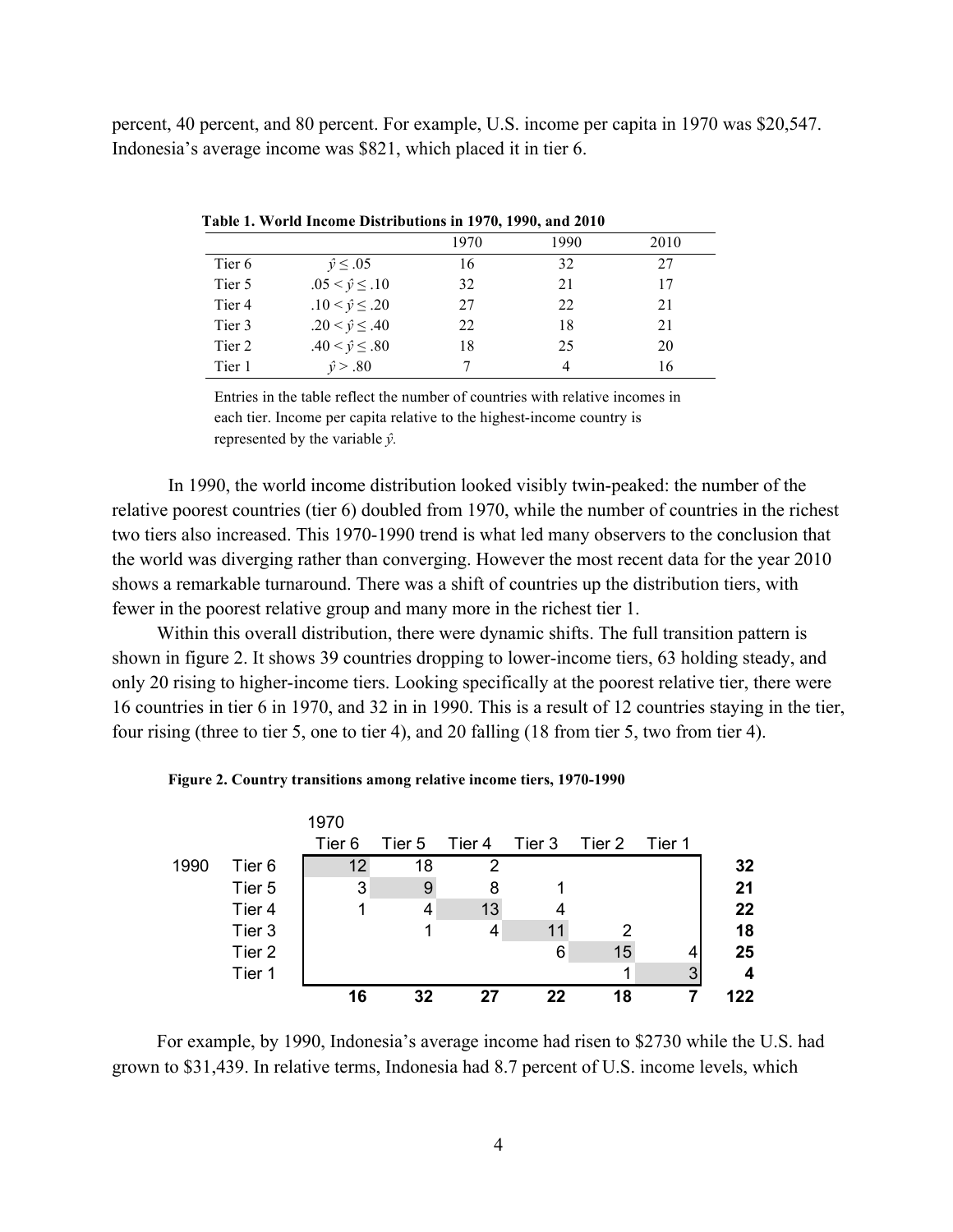percent, 40 percent, and 80 percent. For example, U.S. income per capita in 1970 was $20,547. Indonesia's average income was $821, which placed it in tier 6.

**Table 1. World Income Distributions in 1970, 1990, and 2010**

| | | 1970 | 1990 | 2010 |
|---|---|---|---|---|
| Tier 6 | $\hat{y} \leq .05$ | 16 | 32 | 27 |
| Tier 5 | $.05 < \hat{y} \leq .10$ | 32 | 21 | 17 |
| Tier 4 | $.10 < \hat{y} \leq .20$ | 27 | 22 | 21 |
| Tier 3 | $.20 < \hat{y} \leq .40$ | 22 | 18 | 21 |
| Tier 2 | $.40 < \hat{y} \leq .80$ | 18 | 25 | 20 |
| Tier 1 | $\hat{y} > .80$ | 7 | 4 | 16 |

Entries in the table reflect the number of countries with relative incomes in each tier. Income per capita relative to the highest-income country is represented by the variable $\hat{y}$.

In 1990, the world income distribution looked visibly twin-peaked: the number of the relative poorest countries (tier 6) doubled from 1970, while the number of countries in the richest two tiers also increased. This 1970-1990 trend is what led many observers to the conclusion that the world was diverging rather than converging. However the most recent data for the year 2010 shows a remarkable turnaround. There was a shift of countries up the distribution tiers, with fewer in the poorest relative group and many more in the richest tier 1.

Within this overall distribution, there were dynamic shifts. The full transition pattern is shown in figure 2. It shows 39 countries dropping to lower-income tiers, 63 holding steady, and only 20 rising to higher-income tiers. Looking specifically at the poorest relative tier, there were 16 countries in tier 6 in 1970, and 32 in in 1990. This is a result of 12 countries staying in the tier, four rising (three to tier 5, one to tier 4), and 20 falling (18 from tier 5, two from tier 4).

**Figure 2. Country transitions among relative income tiers, 1970-1990**

| | | 1970 Tier 6 | Tier 5 | Tier 4 | Tier 3 | Tier 2 | Tier 1 | |
|---|---|---|---|---|---|---|---|---|
| 1990 | Tier 6 | 12 | 18 | 2 | | | | **32** |
| | Tier 5 | 3 | 9 | 8 | 1 | | | **21** |
| | Tier 4 | 1 | 4 | 13 | 4 | | | **22** |
| | Tier 3 | | 1 | 4 | 11 | 2 | | **18** |
| | Tier 2 | | | | 6 | 15 | 4 | **25** |
| | Tier 1 | | | | | 1 | 3 | **4** |
| | | **16** | **32** | **27** | **22** | **18** | **7** | **122** |

For example, by 1990, Indonesia's average income had risen to $2730 while the U.S. had grown to $31,439. In relative terms, Indonesia had 8.7 percent of U.S. income levels, which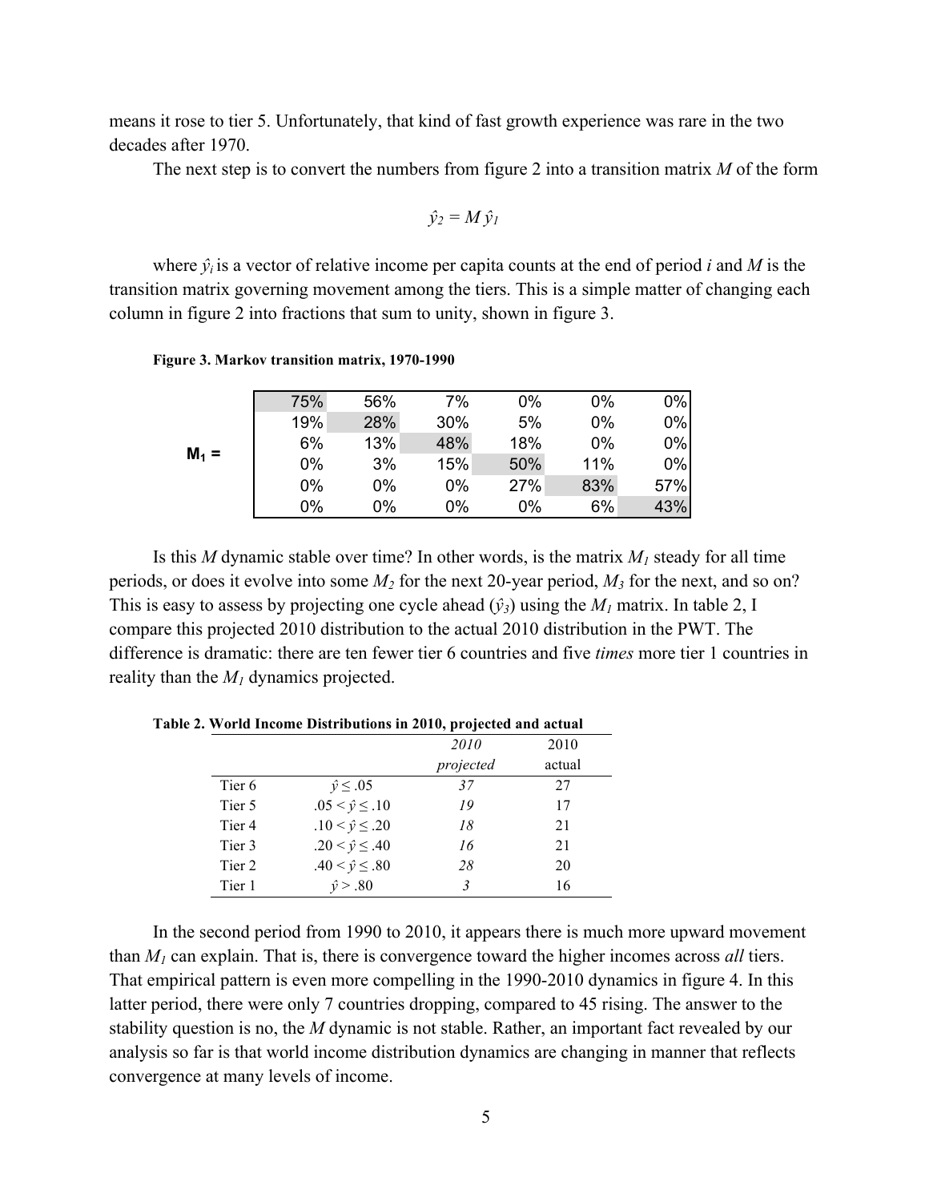means it rose to tier 5. Unfortunately, that kind of fast growth experience was rare in the two decades after 1970.

The next step is to convert the numbers from figure 2 into a transition matrix $M$ of the form

$$\hat{y}_2 = M\,\hat{y}_1$$

where $\hat{y}_i$ is a vector of relative income per capita counts at the end of period $i$ and $M$ is the transition matrix governing movement among the tiers. This is a simple matter of changing each column in figure 2 into fractions that sum to unity, shown in figure 3.

**Figure 3. Markov transition matrix, 1970-1990**

$$M_1 = \begin{bmatrix} 75\% & 56\% & 7\% & 0\% & 0\% & 0\% \\ 19\% & 28\% & 30\% & 5\% & 0\% & 0\% \\ 6\% & 13\% & 48\% & 18\% & 0\% & 0\% \\ 0\% & 3\% & 15\% & 50\% & 11\% & 0\% \\ 0\% & 0\% & 0\% & 27\% & 83\% & 57\% \\ 0\% & 0\% & 0\% & 0\% & 6\% & 43\% \end{bmatrix}$$

Is this $M$ dynamic stable over time? In other words, is the matrix $M_1$ steady for all time periods, or does it evolve into some $M_2$ for the next 20-year period, $M_3$ for the next, and so on? This is easy to assess by projecting one cycle ahead ($\hat{y}_3$) using the $M_1$ matrix. In table 2, I compare this projected 2010 distribution to the actual 2010 distribution in the PWT. The difference is dramatic: there are ten fewer tier 6 countries and five *times* more tier 1 countries in reality than the $M_1$ dynamics projected.

**Table 2. World Income Distributions in 2010, projected and actual**

| | | *2010 projected* | 2010 actual |
|---|---|---|---|
| Tier 6 | $\hat{y} \leq .05$ | *37* | 27 |
| Tier 5 | $.05 < \hat{y} \leq .10$ | *19* | 17 |
| Tier 4 | $.10 < \hat{y} \leq .20$ | *18* | 21 |
| Tier 3 | $.20 < \hat{y} \leq .40$ | *16* | 21 |
| Tier 2 | $.40 < \hat{y} \leq .80$ | *28* | 20 |
| Tier 1 | $\hat{y} > .80$ | *3* | 16 |

In the second period from 1990 to 2010, it appears there is much more upward movement than $M_1$ can explain. That is, there is convergence toward the higher incomes across *all* tiers. That empirical pattern is even more compelling in the 1990-2010 dynamics in figure 4. In this latter period, there were only 7 countries dropping, compared to 45 rising. The answer to the stability question is no, the $M$ dynamic is not stable. Rather, an important fact revealed by our analysis so far is that world income distribution dynamics are changing in manner that reflects convergence at many levels of income.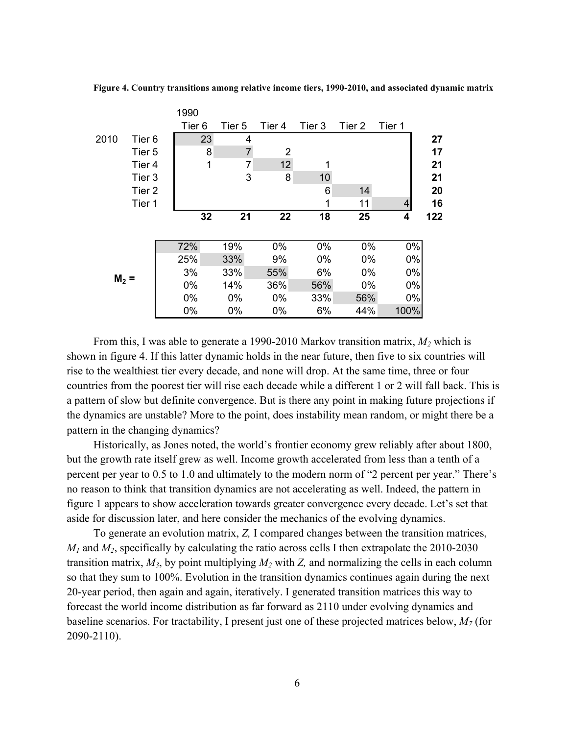**Figure 4. Country transitions among relative income tiers, 1990-2010, and associated dynamic matrix**

| | | 1990 | | | | | | |
|---|---|---|---|---|---|---|---|---|
| | | Tier 6 | Tier 5 | Tier 4 | Tier 3 | Tier 2 | Tier 1 | |
| 2010 | Tier 6 | 23 | 4 | | | | | **27** |
| | Tier 5 | 8 | 7 | 2 | | | | **17** |
| | Tier 4 | 1 | 7 | 12 | 1 | | | **21** |
| | Tier 3 | | 3 | 8 | 10 | | | **21** |
| | Tier 2 | | | | 6 | 14 | | **20** |
| | Tier 1 | | | | 1 | 11 | 4 | **16** |
| | | **32** | **21** | **22** | **18** | **25** | **4** | **122** |

$M_2$ =

| | | | | | |
|---|---|---|---|---|---|
| 72% | 19% | 0% | 0% | 0% | 0% |
| 25% | 33% | 9% | 0% | 0% | 0% |
| 3% | 33% | 55% | 6% | 0% | 0% |
| 0% | 14% | 36% | 56% | 0% | 0% |
| 0% | 0% | 0% | 33% | 56% | 0% |
| 0% | 0% | 0% | 6% | 44% | 100% |

From this, I was able to generate a 1990-2010 Markov transition matrix, $M_2$ which is shown in figure 4. If this latter dynamic holds in the near future, then five to six countries will rise to the wealthiest tier every decade, and none will drop. At the same time, three or four countries from the poorest tier will rise each decade while a different 1 or 2 will fall back. This is a pattern of slow but definite convergence. But is there any point in making future projections if the dynamics are unstable? More to the point, does instability mean random, or might there be a pattern in the changing dynamics?

Historically, as Jones noted, the world's frontier economy grew reliably after about 1800, but the growth rate itself grew as well. Income growth accelerated from less than a tenth of a percent per year to 0.5 to 1.0 and ultimately to the modern norm of "2 percent per year." There's no reason to think that transition dynamics are not accelerating as well. Indeed, the pattern in figure 1 appears to show acceleration towards greater convergence every decade. Let's set that aside for discussion later, and here consider the mechanics of the evolving dynamics.

To generate an evolution matrix, *Z,* I compared changes between the transition matrices, $M_1$ and $M_2$, specifically by calculating the ratio across cells I then extrapolate the 2010-2030 transition matrix, $M_3$, by point multiplying $M_2$ with *Z,* and normalizing the cells in each column so that they sum to 100%. Evolution in the transition dynamics continues again during the next 20-year period, then again and again, iteratively. I generated transition matrices this way to forecast the world income distribution as far forward as 2110 under evolving dynamics and baseline scenarios. For tractability, I present just one of these projected matrices below, $M_7$ (for 2090-2110).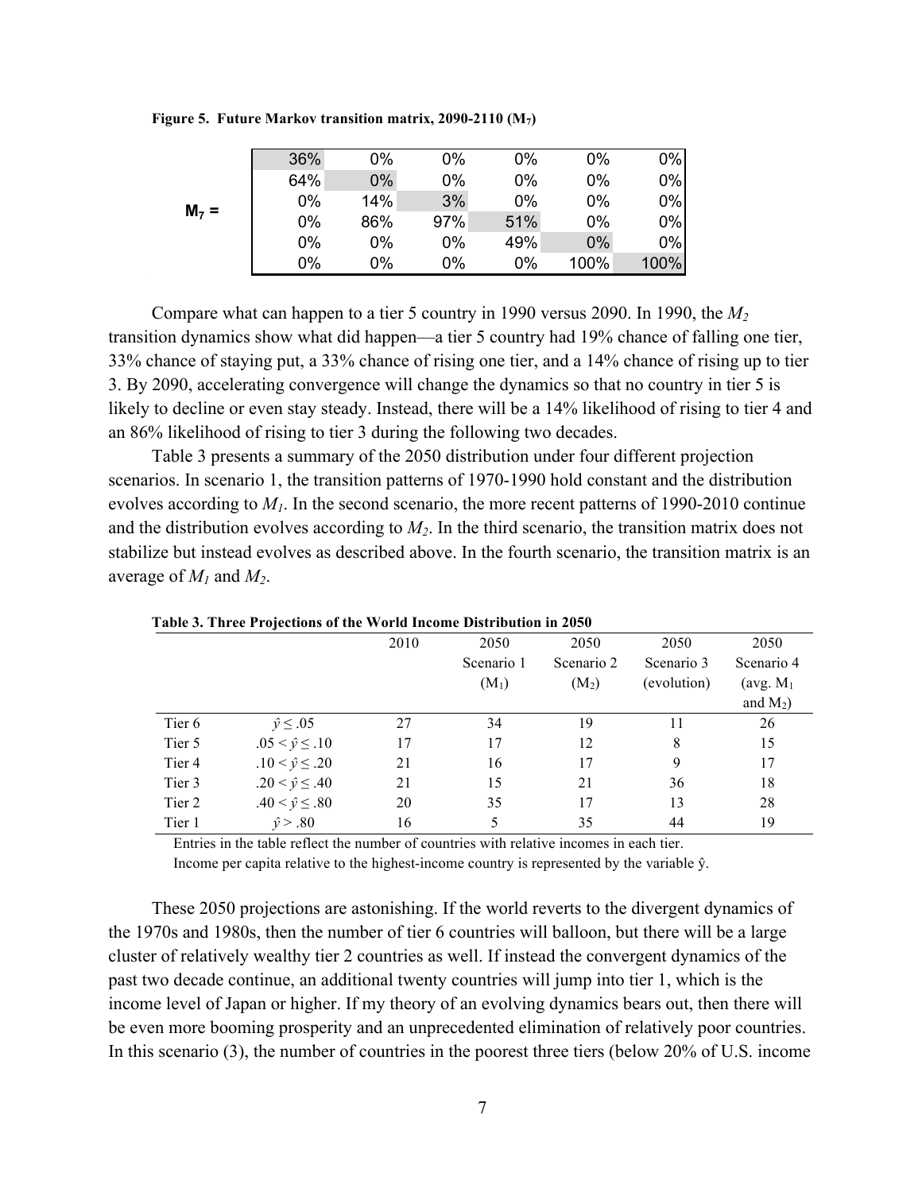**Figure 5. Future Markov transition matrix, 2090-2110 ($M_7$)**

$$
M_7 = \begin{bmatrix}
36\% & 0\% & 0\% & 0\% & 0\% & 0\% \\
64\% & 0\% & 0\% & 0\% & 0\% & 0\% \\
0\% & 14\% & 3\% & 0\% & 0\% & 0\% \\
0\% & 86\% & 97\% & 51\% & 0\% & 0\% \\
0\% & 0\% & 0\% & 49\% & 0\% & 0\% \\
0\% & 0\% & 0\% & 0\% & 100\% & 100\%
\end{bmatrix}
$$

Compare what can happen to a tier 5 country in 1990 versus 2090. In 1990, the $M_2$ transition dynamics show what did happen—a tier 5 country had 19% chance of falling one tier, 33% chance of staying put, a 33% chance of rising one tier, and a 14% chance of rising up to tier 3. By 2090, accelerating convergence will change the dynamics so that no country in tier 5 is likely to decline or even stay steady. Instead, there will be a 14% likelihood of rising to tier 4 and an 86% likelihood of rising to tier 3 during the following two decades.

Table 3 presents a summary of the 2050 distribution under four different projection scenarios. In scenario 1, the transition patterns of 1970-1990 hold constant and the distribution evolves according to $M_1$. In the second scenario, the more recent patterns of 1990-2010 continue and the distribution evolves according to $M_2$. In the third scenario, the transition matrix does not stabilize but instead evolves as described above. In the fourth scenario, the transition matrix is an average of $M_1$ and $M_2$.

**Table 3. Three Projections of the World Income Distribution in 2050**

| | | 2010 | 2050 Scenario 1 ($M_1$) | 2050 Scenario 2 ($M_2$) | 2050 Scenario 3 (evolution) | 2050 Scenario 4 (avg. $M_1$ and $M_2$) |
|---|---|---|---|---|---|---|
| Tier 6 | $\hat{y} \le .05$ | 27 | 34 | 19 | 11 | 26 |
| Tier 5 | $.05 < \hat{y} \le .10$ | 17 | 17 | 12 | 8 | 15 |
| Tier 4 | $.10 < \hat{y} \le .20$ | 21 | 16 | 17 | 9 | 17 |
| Tier 3 | $.20 < \hat{y} \le .40$ | 21 | 15 | 21 | 36 | 18 |
| Tier 2 | $.40 < \hat{y} \le .80$ | 20 | 35 | 17 | 13 | 28 |
| Tier 1 | $\hat{y} > .80$ | 16 | 5 | 35 | 44 | 19 |

Entries in the table reflect the number of countries with relative incomes in each tier.
Income per capita relative to the highest-income country is represented by the variable ŷ.

These 2050 projections are astonishing. If the world reverts to the divergent dynamics of the 1970s and 1980s, then the number of tier 6 countries will balloon, but there will be a large cluster of relatively wealthy tier 2 countries as well. If instead the convergent dynamics of the past two decade continue, an additional twenty countries will jump into tier 1, which is the income level of Japan or higher. If my theory of an evolving dynamics bears out, then there will be even more booming prosperity and an unprecedented elimination of relatively poor countries. In this scenario (3), the number of countries in the poorest three tiers (below 20% of U.S. income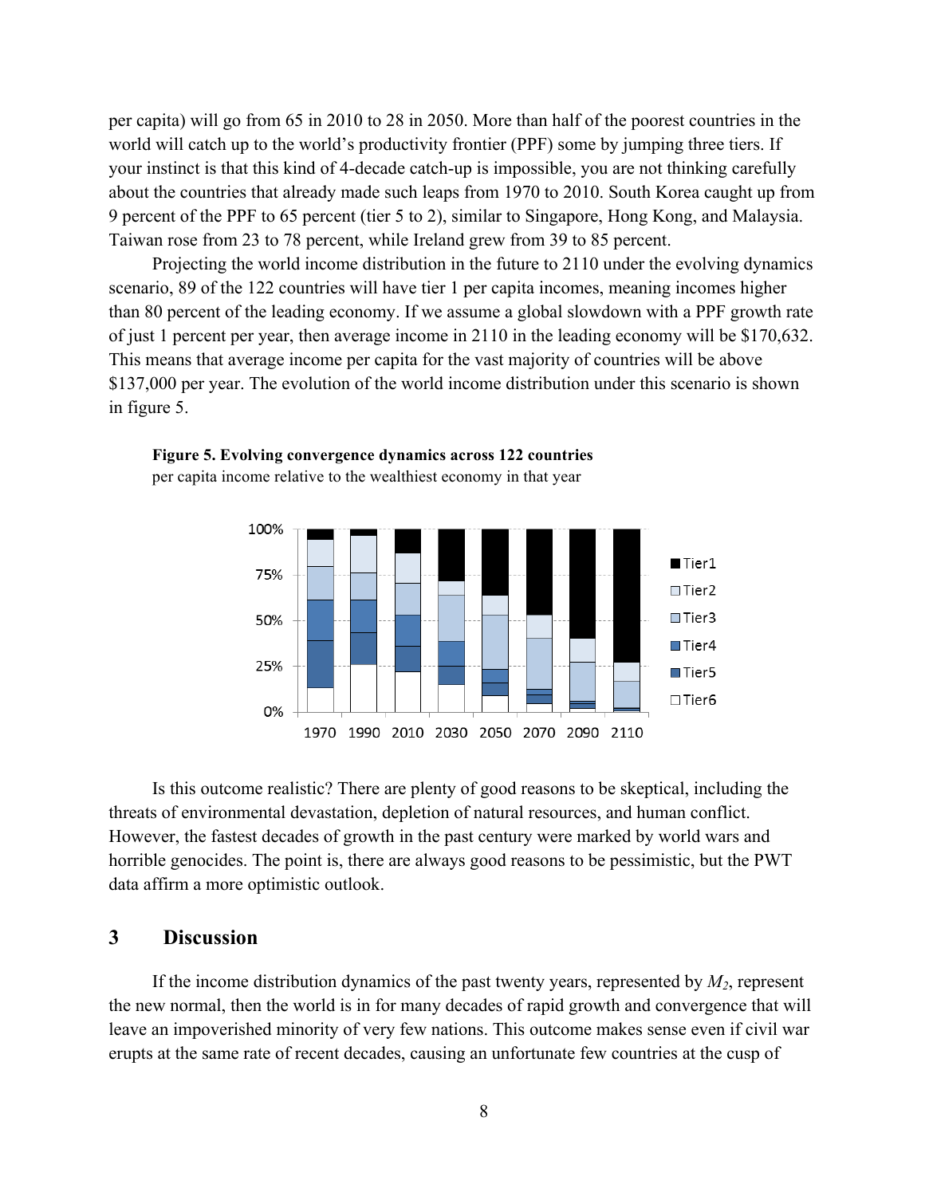per capita) will go from 65 in 2010 to 28 in 2050. More than half of the poorest countries in the world will catch up to the world's productivity frontier (PPF) some by jumping three tiers. If your instinct is that this kind of 4-decade catch-up is impossible, you are not thinking carefully about the countries that already made such leaps from 1970 to 2010. South Korea caught up from 9 percent of the PPF to 65 percent (tier 5 to 2), similar to Singapore, Hong Kong, and Malaysia. Taiwan rose from 23 to 78 percent, while Ireland grew from 39 to 85 percent.

Projecting the world income distribution in the future to 2110 under the evolving dynamics scenario, 89 of the 122 countries will have tier 1 per capita incomes, meaning incomes higher than 80 percent of the leading economy. If we assume a global slowdown with a PPF growth rate of just 1 percent per year, then average income in 2110 in the leading economy will be $170,632. This means that average income per capita for the vast majority of countries will be above $137,000 per year. The evolution of the world income distribution under this scenario is shown in figure 5.

**Figure 5. Evolving convergence dynamics across 122 countries**
per capita income relative to the wealthiest economy in that year

Is this outcome realistic? There are plenty of good reasons to be skeptical, including the threats of environmental devastation, depletion of natural resources, and human conflict. However, the fastest decades of growth in the past century were marked by world wars and horrible genocides. The point is, there are always good reasons to be pessimistic, but the PWT data affirm a more optimistic outlook.

## 3 Discussion

If the income distribution dynamics of the past twenty years, represented by $M_2$, represent the new normal, then the world is in for many decades of rapid growth and convergence that will leave an impoverished minority of very few nations. This outcome makes sense even if civil war erupts at the same rate of recent decades, causing an unfortunate few countries at the cusp of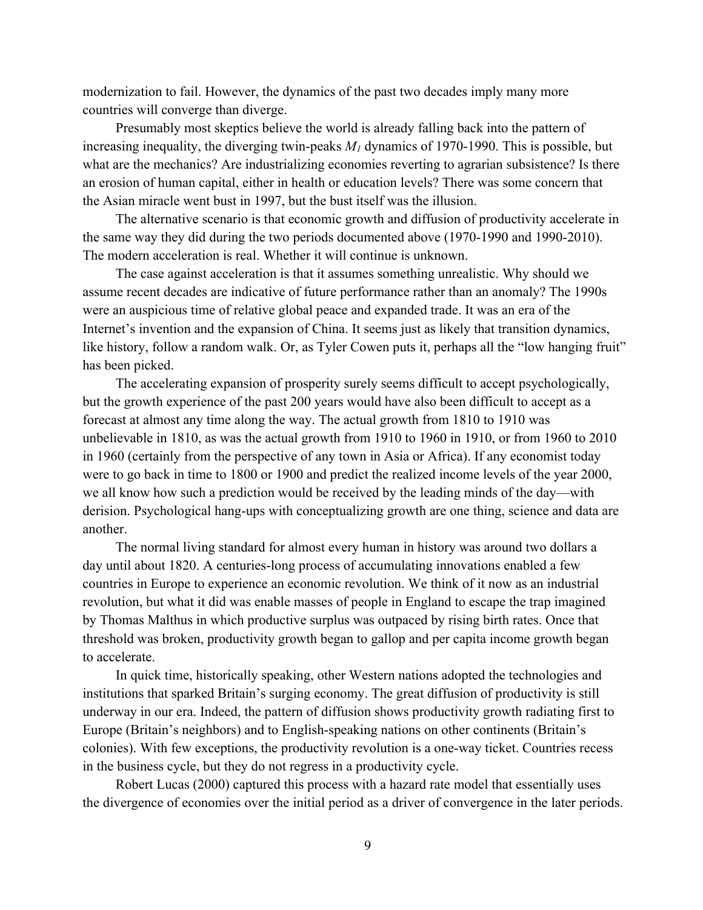modernization to fail. However, the dynamics of the past two decades imply many more countries will converge than diverge.

Presumably most skeptics believe the world is already falling back into the pattern of increasing inequality, the diverging twin-peaks $M_1$ dynamics of 1970-1990. This is possible, but what are the mechanics? Are industrializing economies reverting to agrarian subsistence? Is there an erosion of human capital, either in health or education levels? There was some concern that the Asian miracle went bust in 1997, but the bust itself was the illusion.

The alternative scenario is that economic growth and diffusion of productivity accelerate in the same way they did during the two periods documented above (1970-1990 and 1990-2010). The modern acceleration is real. Whether it will continue is unknown.

The case against acceleration is that it assumes something unrealistic. Why should we assume recent decades are indicative of future performance rather than an anomaly? The 1990s were an auspicious time of relative global peace and expanded trade. It was an era of the Internet's invention and the expansion of China. It seems just as likely that transition dynamics, like history, follow a random walk. Or, as Tyler Cowen puts it, perhaps all the "low hanging fruit" has been picked.

The accelerating expansion of prosperity surely seems difficult to accept psychologically, but the growth experience of the past 200 years would have also been difficult to accept as a forecast at almost any time along the way. The actual growth from 1810 to 1910 was unbelievable in 1810, as was the actual growth from 1910 to 1960 in 1910, or from 1960 to 2010 in 1960 (certainly from the perspective of any town in Asia or Africa). If any economist today were to go back in time to 1800 or 1900 and predict the realized income levels of the year 2000, we all know how such a prediction would be received by the leading minds of the day—with derision. Psychological hang-ups with conceptualizing growth are one thing, science and data are another.

The normal living standard for almost every human in history was around two dollars a day until about 1820. A centuries-long process of accumulating innovations enabled a few countries in Europe to experience an economic revolution. We think of it now as an industrial revolution, but what it did was enable masses of people in England to escape the trap imagined by Thomas Malthus in which productive surplus was outpaced by rising birth rates. Once that threshold was broken, productivity growth began to gallop and per capita income growth began to accelerate.

In quick time, historically speaking, other Western nations adopted the technologies and institutions that sparked Britain's surging economy. The great diffusion of productivity is still underway in our era. Indeed, the pattern of diffusion shows productivity growth radiating first to Europe (Britain's neighbors) and to English-speaking nations on other continents (Britain's colonies). With few exceptions, the productivity revolution is a one-way ticket. Countries recess in the business cycle, but they do not regress in a productivity cycle.

Robert Lucas (2000) captured this process with a hazard rate model that essentially uses the divergence of economies over the initial period as a driver of convergence in the later periods.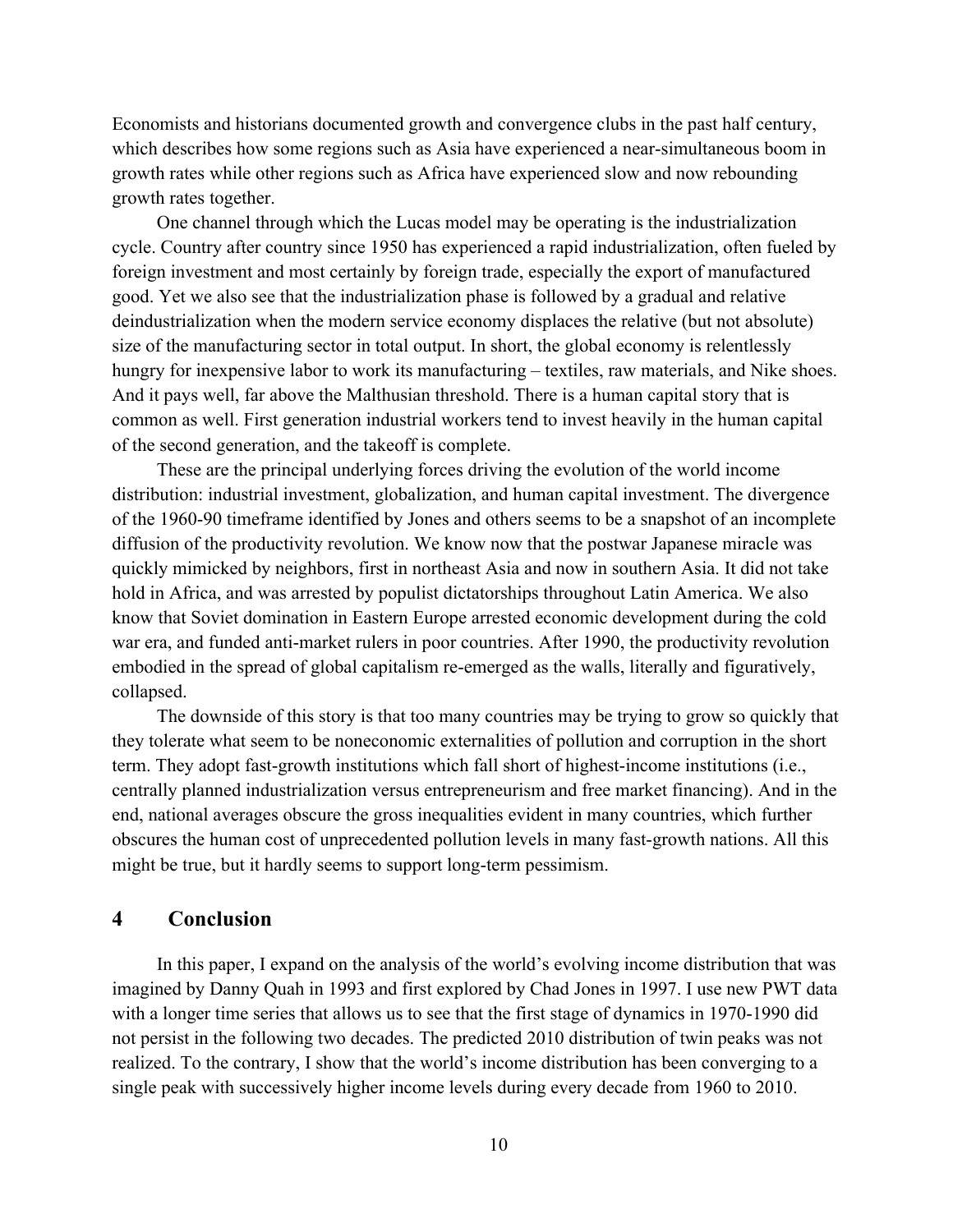Economists and historians documented growth and convergence clubs in the past half century, which describes how some regions such as Asia have experienced a near-simultaneous boom in growth rates while other regions such as Africa have experienced slow and now rebounding growth rates together.

One channel through which the Lucas model may be operating is the industrialization cycle. Country after country since 1950 has experienced a rapid industrialization, often fueled by foreign investment and most certainly by foreign trade, especially the export of manufactured good. Yet we also see that the industrialization phase is followed by a gradual and relative deindustrialization when the modern service economy displaces the relative (but not absolute) size of the manufacturing sector in total output. In short, the global economy is relentlessly hungry for inexpensive labor to work its manufacturing – textiles, raw materials, and Nike shoes. And it pays well, far above the Malthusian threshold. There is a human capital story that is common as well. First generation industrial workers tend to invest heavily in the human capital of the second generation, and the takeoff is complete.

These are the principal underlying forces driving the evolution of the world income distribution: industrial investment, globalization, and human capital investment. The divergence of the 1960-90 timeframe identified by Jones and others seems to be a snapshot of an incomplete diffusion of the productivity revolution. We know now that the postwar Japanese miracle was quickly mimicked by neighbors, first in northeast Asia and now in southern Asia. It did not take hold in Africa, and was arrested by populist dictatorships throughout Latin America. We also know that Soviet domination in Eastern Europe arrested economic development during the cold war era, and funded anti-market rulers in poor countries. After 1990, the productivity revolution embodied in the spread of global capitalism re-emerged as the walls, literally and figuratively, collapsed.

The downside of this story is that too many countries may be trying to grow so quickly that they tolerate what seem to be noneconomic externalities of pollution and corruption in the short term. They adopt fast-growth institutions which fall short of highest-income institutions (i.e., centrally planned industrialization versus entrepreneurism and free market financing). And in the end, national averages obscure the gross inequalities evident in many countries, which further obscures the human cost of unprecedented pollution levels in many fast-growth nations. All this might be true, but it hardly seems to support long-term pessimism.

## 4 Conclusion

In this paper, I expand on the analysis of the world's evolving income distribution that was imagined by Danny Quah in 1993 and first explored by Chad Jones in 1997. I use new PWT data with a longer time series that allows us to see that the first stage of dynamics in 1970-1990 did not persist in the following two decades. The predicted 2010 distribution of twin peaks was not realized. To the contrary, I show that the world's income distribution has been converging to a single peak with successively higher income levels during every decade from 1960 to 2010.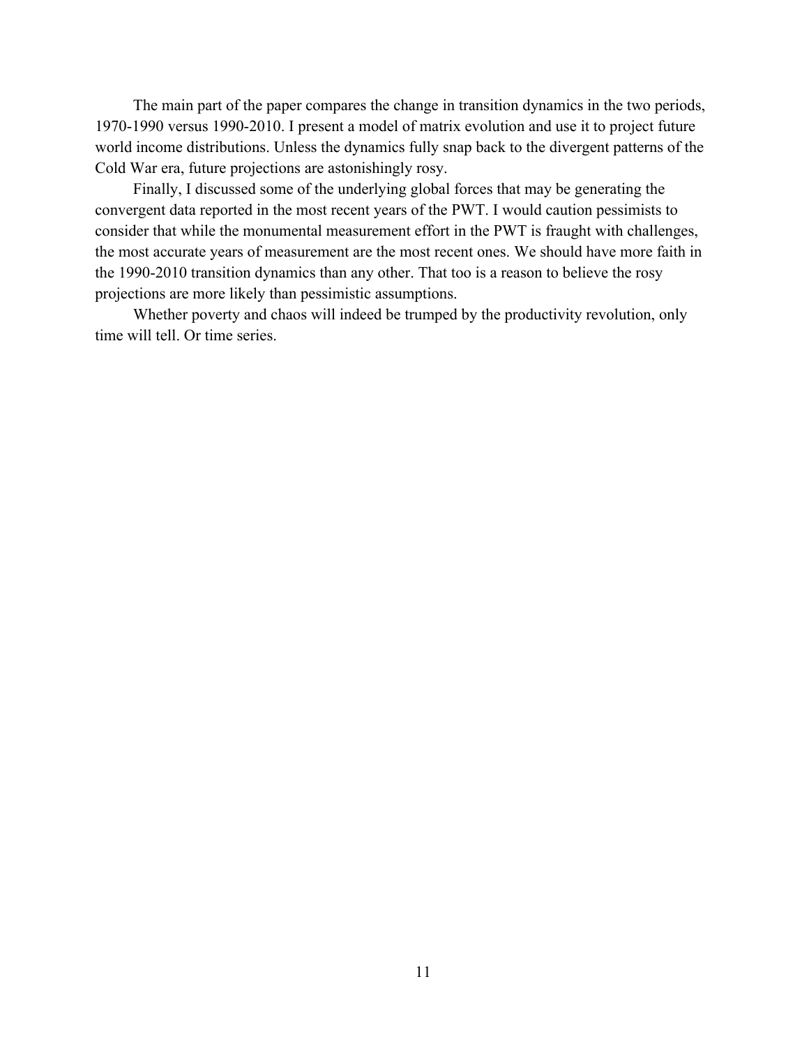The main part of the paper compares the change in transition dynamics in the two periods, 1970-1990 versus 1990-2010. I present a model of matrix evolution and use it to project future world income distributions. Unless the dynamics fully snap back to the divergent patterns of the Cold War era, future projections are astonishingly rosy.

Finally, I discussed some of the underlying global forces that may be generating the convergent data reported in the most recent years of the PWT. I would caution pessimists to consider that while the monumental measurement effort in the PWT is fraught with challenges, the most accurate years of measurement are the most recent ones. We should have more faith in the 1990-2010 transition dynamics than any other. That too is a reason to believe the rosy projections are more likely than pessimistic assumptions.

Whether poverty and chaos will indeed be trumped by the productivity revolution, only time will tell. Or time series.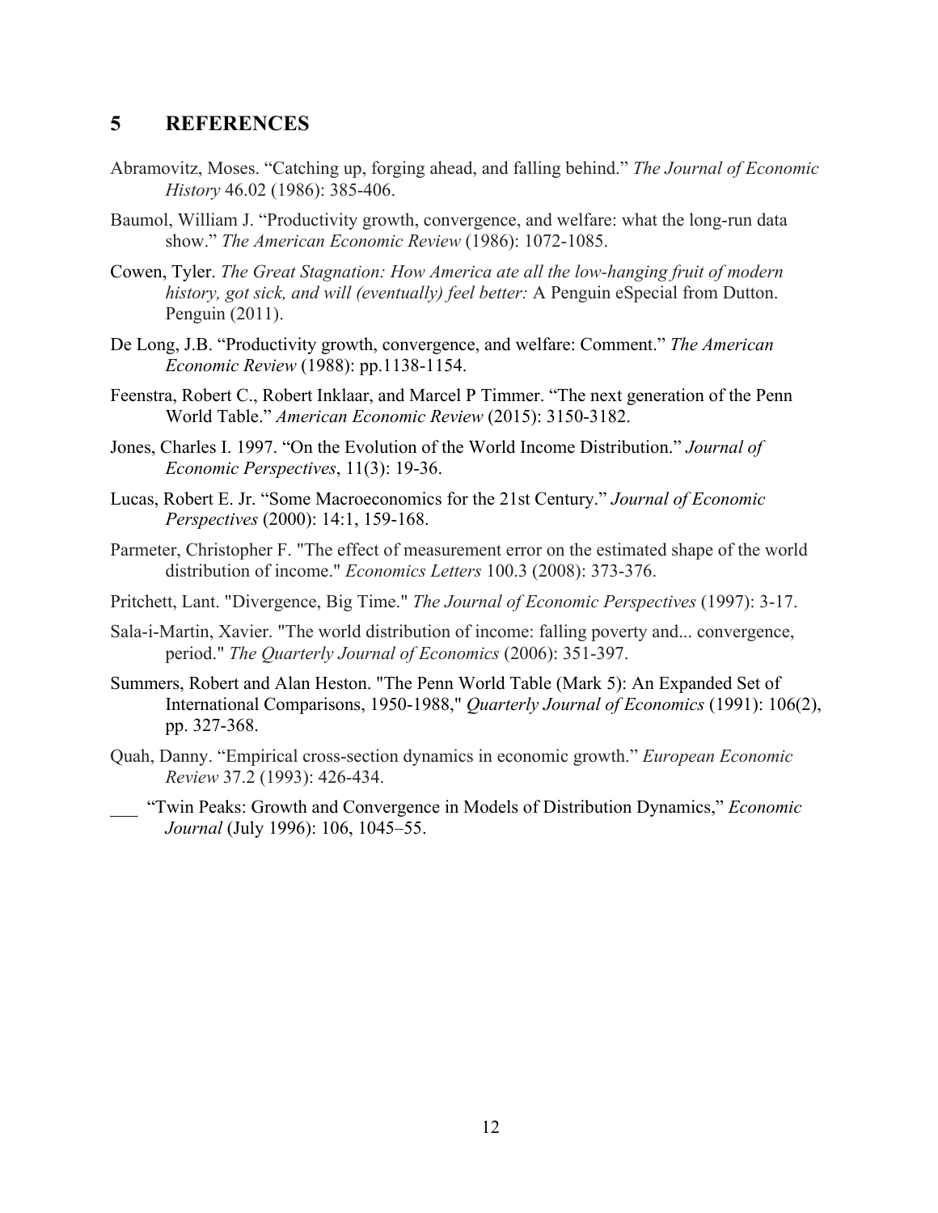## 5 REFERENCES

Abramovitz, Moses. “Catching up, forging ahead, and falling behind.” *The Journal of Economic History* 46.02 (1986): 385-406.

Baumol, William J. “Productivity growth, convergence, and welfare: what the long-run data show.” *The American Economic Review* (1986): 1072-1085.

Cowen, Tyler. *The Great Stagnation: How America ate all the low-hanging fruit of modern history, got sick, and will (eventually) feel better:* A Penguin eSpecial from Dutton. Penguin (2011).

De Long, J.B. “Productivity growth, convergence, and welfare: Comment.” *The American Economic Review* (1988): pp.1138-1154.

Feenstra, Robert C., Robert Inklaar, and Marcel P Timmer. “The next generation of the Penn World Table.” *American Economic Review* (2015): 3150-3182.

Jones, Charles I. 1997. “On the Evolution of the World Income Distribution.” *Journal of Economic Perspectives*, 11(3): 19-36.

Lucas, Robert E. Jr. “Some Macroeconomics for the 21st Century.” *Journal of Economic Perspectives* (2000): 14:1, 159-168.

Parmeter, Christopher F. "The effect of measurement error on the estimated shape of the world distribution of income." *Economics Letters* 100.3 (2008): 373-376.

Pritchett, Lant. "Divergence, Big Time." *The Journal of Economic Perspectives* (1997): 3-17.

Sala-i-Martin, Xavier. "The world distribution of income: falling poverty and... convergence, period." *The Quarterly Journal of Economics* (2006): 351-397.

Summers, Robert and Alan Heston. "The Penn World Table (Mark 5): An Expanded Set of International Comparisons, 1950-1988," *Quarterly Journal of Economics* (1991): 106(2), pp. 327-368.

Quah, Danny. “Empirical cross-section dynamics in economic growth.” *European Economic Review* 37.2 (1993): 426-434.

___ “Twin Peaks: Growth and Convergence in Models of Distribution Dynamics,” *Economic Journal* (July 1996): 106, 1045–55.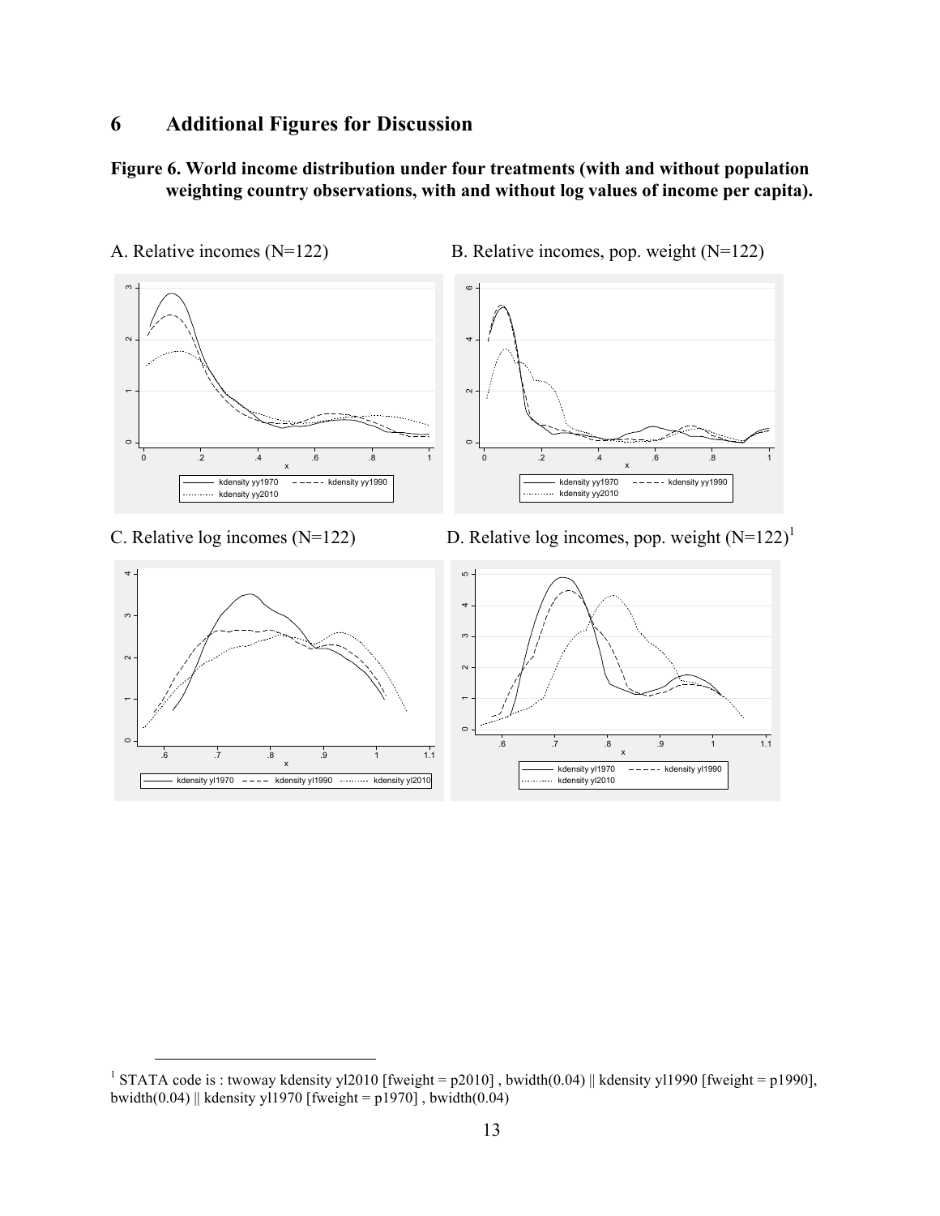# 6 Additional Figures for Discussion

**Figure 6. World income distribution under four treatments (with and without population weighting country observations, with and without log values of income per capita).**

A. Relative incomes (N=122)

B. Relative incomes, pop. weight (N=122)

C. Relative log incomes (N=122)

D. Relative log incomes, pop. weight (N=122)[1]

---

[1] STATA code is :

```
twoway kdensity yl2010 [fweight = p2010] , bwidth(0.04) || kdensity yl1990 [fweight = p1990], bwidth(0.04) || kdensity yl1970 [fweight = p1970] , bwidth(0.04)
```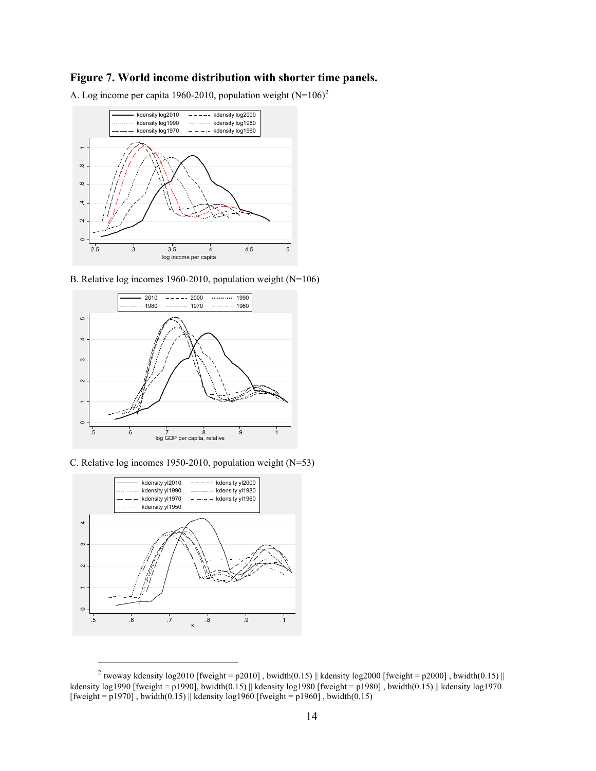**Figure 7. World income distribution with shorter time panels.**

A. Log income per capita 1960-2010, population weight (N=106)[2]

B. Relative log incomes 1960-2010, population weight (N=106)

C. Relative log incomes 1950-2010, population weight (N=53)

---

[2] twoway kdensity log2010 [fweight = p2010] , bwidth(0.15) || kdensity log2000 [fweight = p2000] , bwidth(0.15) || kdensity log1990 [fweight = p1990], bwidth(0.15) || kdensity log1980 [fweight = p1980] , bwidth(0.15) || kdensity log1970 [fweight = p1970] , bwidth(0.15) || kdensity log1960 [fweight = p1960] , bwidth(0.15)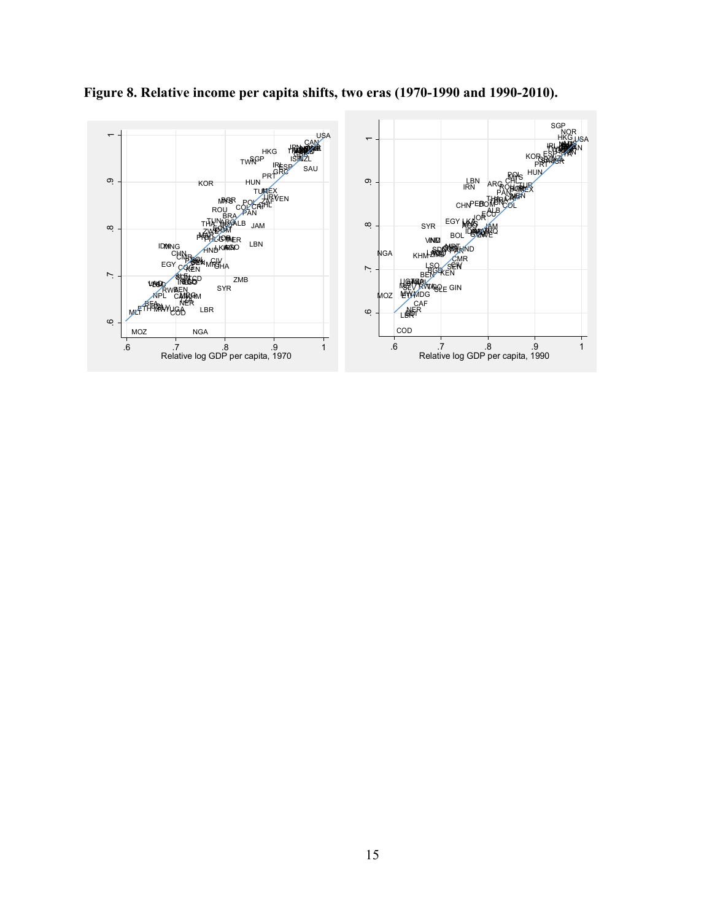**Figure 8. Relative income per capita shifts, two eras (1970-1990 and 1990-2010).**

Relative log GDP per capita, 1970

.6 .7 .8 .9 1

Relative log GDP per capita, 1990

.6 .7 .8 .9 1